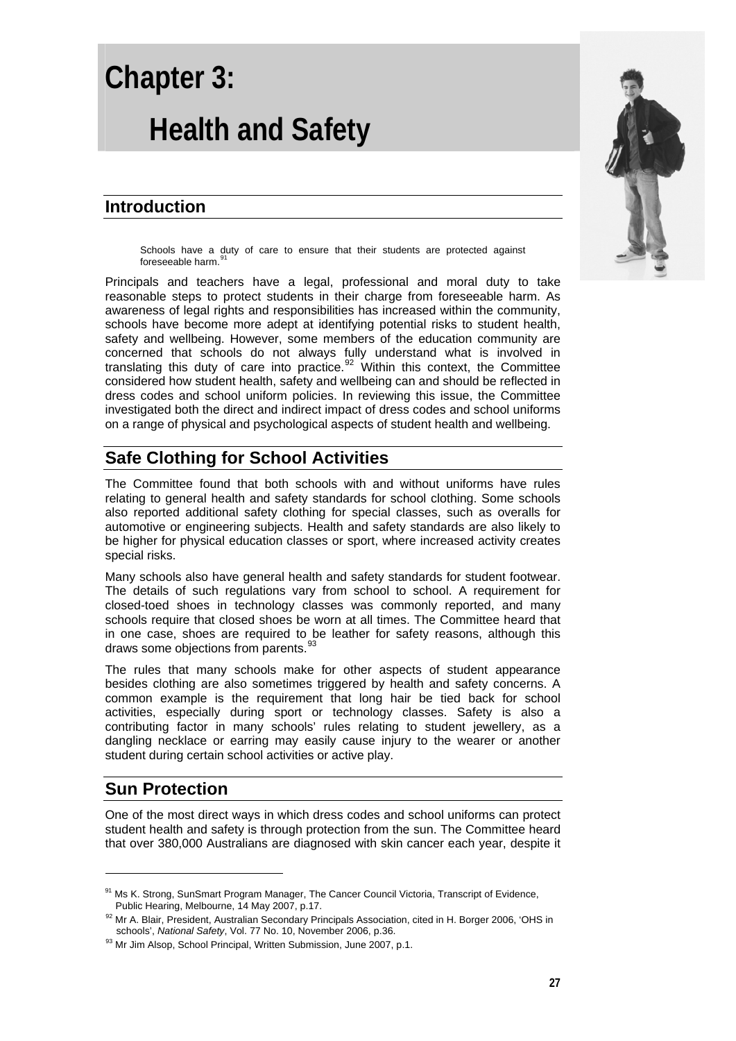# Chapter 3: Health and Safety

## Introduction

> Schools have a duty of care to ensure that their students are protected against foreseeable harm.[91]

Principals and teachers have a legal, professional and moral duty to take reasonable steps to protect students in their charge from foreseeable harm. As awareness of legal rights and responsibilities has increased within the community, schools have become more adept at identifying potential risks to student health, safety and wellbeing. However, some members of the education community are concerned that schools do not always fully understand what is involved in translating this duty of care into practice.[92] Within this context, the Committee considered how student health, safety and wellbeing can and should be reflected in dress codes and school uniform policies. In reviewing this issue, the Committee investigated both the direct and indirect impact of dress codes and school uniforms on a range of physical and psychological aspects of student health and wellbeing.

## Safe Clothing for School Activities

The Committee found that both schools with and without uniforms have rules relating to general health and safety standards for school clothing. Some schools also reported additional safety clothing for special classes, such as overalls for automotive or engineering subjects. Health and safety standards are also likely to be higher for physical education classes or sport, where increased activity creates special risks.

Many schools also have general health and safety standards for student footwear. The details of such regulations vary from school to school. A requirement for closed-toed shoes in technology classes was commonly reported, and many schools require that closed shoes be worn at all times. The Committee heard that in one case, shoes are required to be leather for safety reasons, although this draws some objections from parents.[93]

The rules that many schools make for other aspects of student appearance besides clothing are also sometimes triggered by health and safety concerns. A common example is the requirement that long hair be tied back for school activities, especially during sport or technology classes. Safety is also a contributing factor in many schools' rules relating to student jewellery, as a dangling necklace or earring may easily cause injury to the wearer or another student during certain school activities or active play.

## Sun Protection

One of the most direct ways in which dress codes and school uniforms can protect student health and safety is through protection from the sun. The Committee heard that over 380,000 Australians are diagnosed with skin cancer each year, despite it

---

[91] Ms K. Strong, SunSmart Program Manager, The Cancer Council Victoria, Transcript of Evidence, Public Hearing, Melbourne, 14 May 2007, p.17.

[92] Mr A. Blair, President, Australian Secondary Principals Association, cited in H. Borger 2006, 'OHS in schools', *National Safety*, Vol. 77 No. 10, November 2006, p.36.

[93] Mr Jim Alsop, School Principal, Written Submission, June 2007, p.1.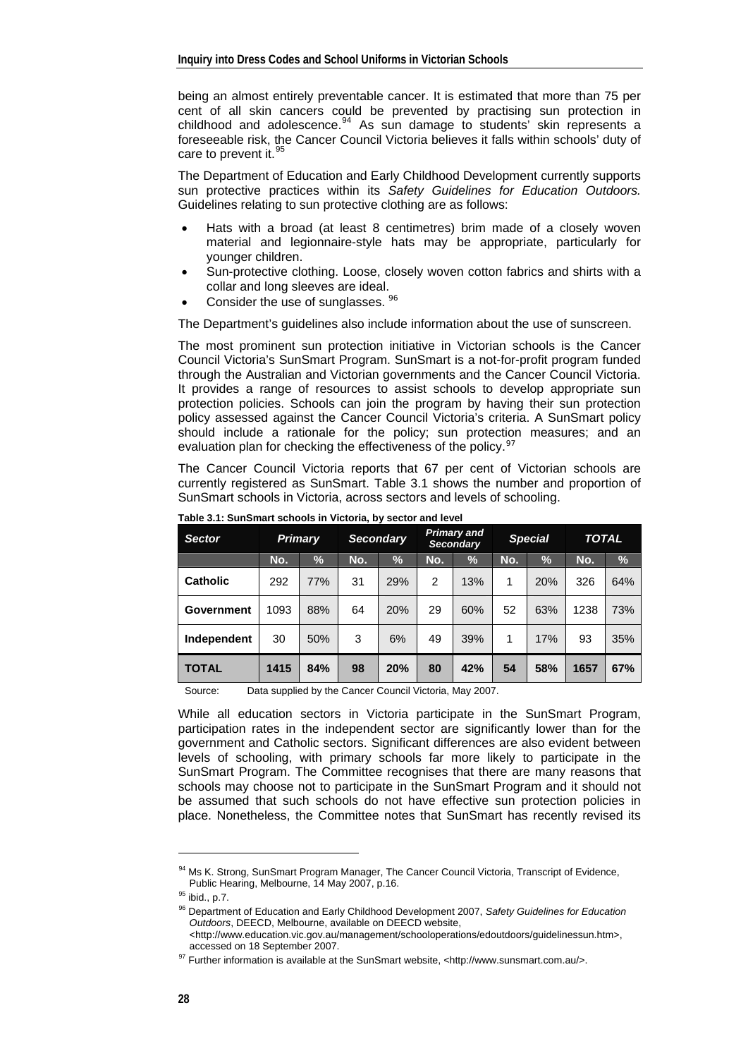being an almost entirely preventable cancer. It is estimated that more than 75 per cent of all skin cancers could be prevented by practising sun protection in childhood and adolescence.[94] As sun damage to students' skin represents a foreseeable risk, the Cancer Council Victoria believes it falls within schools' duty of care to prevent it.[95]

The Department of Education and Early Childhood Development currently supports sun protective practices within its *Safety Guidelines for Education Outdoors.* Guidelines relating to sun protective clothing are as follows:

- Hats with a broad (at least 8 centimetres) brim made of a closely woven material and legionnaire-style hats may be appropriate, particularly for younger children.
- Sun-protective clothing. Loose, closely woven cotton fabrics and shirts with a collar and long sleeves are ideal.
- Consider the use of sunglasses. [96]

The Department's guidelines also include information about the use of sunscreen.

The most prominent sun protection initiative in Victorian schools is the Cancer Council Victoria's SunSmart Program. SunSmart is a not-for-profit program funded through the Australian and Victorian governments and the Cancer Council Victoria. It provides a range of resources to assist schools to develop appropriate sun protection policies. Schools can join the program by having their sun protection policy assessed against the Cancer Council Victoria's criteria. A SunSmart policy should include a rationale for the policy; sun protection measures; and an evaluation plan for checking the effectiveness of the policy.[97]

The Cancer Council Victoria reports that 67 per cent of Victorian schools are currently registered as SunSmart. Table 3.1 shows the number and proportion of SunSmart schools in Victoria, across sectors and levels of schooling.

**Table 3.1: SunSmart schools in Victoria, by sector and level**

| *Sector* | *Primary* | | *Secondary* | | *Primary and Secondary* | | *Special* | | *TOTAL* | |
|---|---|---|---|---|---|---|---|---|---|---|
| | No. | % | No. | % | No. | % | No. | % | No. | % |
| **Catholic** | 292 | 77% | 31 | 29% | 2 | 13% | 1 | 20% | 326 | 64% |
| **Government** | 1093 | 88% | 64 | 20% | 29 | 60% | 52 | 63% | 1238 | 73% |
| **Independent** | 30 | 50% | 3 | 6% | 49 | 39% | 1 | 17% | 93 | 35% |
| **TOTAL** | **1415** | **84%** | **98** | **20%** | **80** | **42%** | **54** | **58%** | **1657** | **67%** |

Source: Data supplied by the Cancer Council Victoria, May 2007.

While all education sectors in Victoria participate in the SunSmart Program, participation rates in the independent sector are significantly lower than for the government and Catholic sectors. Significant differences are also evident between levels of schooling, with primary schools far more likely to participate in the SunSmart Program. The Committee recognises that there are many reasons that schools may choose not to participate in the SunSmart Program and it should not be assumed that such schools do not have effective sun protection policies in place. Nonetheless, the Committee notes that SunSmart has recently revised its

---

[94] Ms K. Strong, SunSmart Program Manager, The Cancer Council Victoria, Transcript of Evidence, Public Hearing, Melbourne, 14 May 2007, p.16.

[95] ibid., p.7.

[96] Department of Education and Early Childhood Development 2007, *Safety Guidelines for Education Outdoors*, DEECD, Melbourne, available on DEECD website, <http://www.education.vic.gov.au/management/schooloperations/edoutdoors/guidelinessun.htm>, accessed on 18 September 2007.

[97] Further information is available at the SunSmart website, <http://www.sunsmart.com.au/>.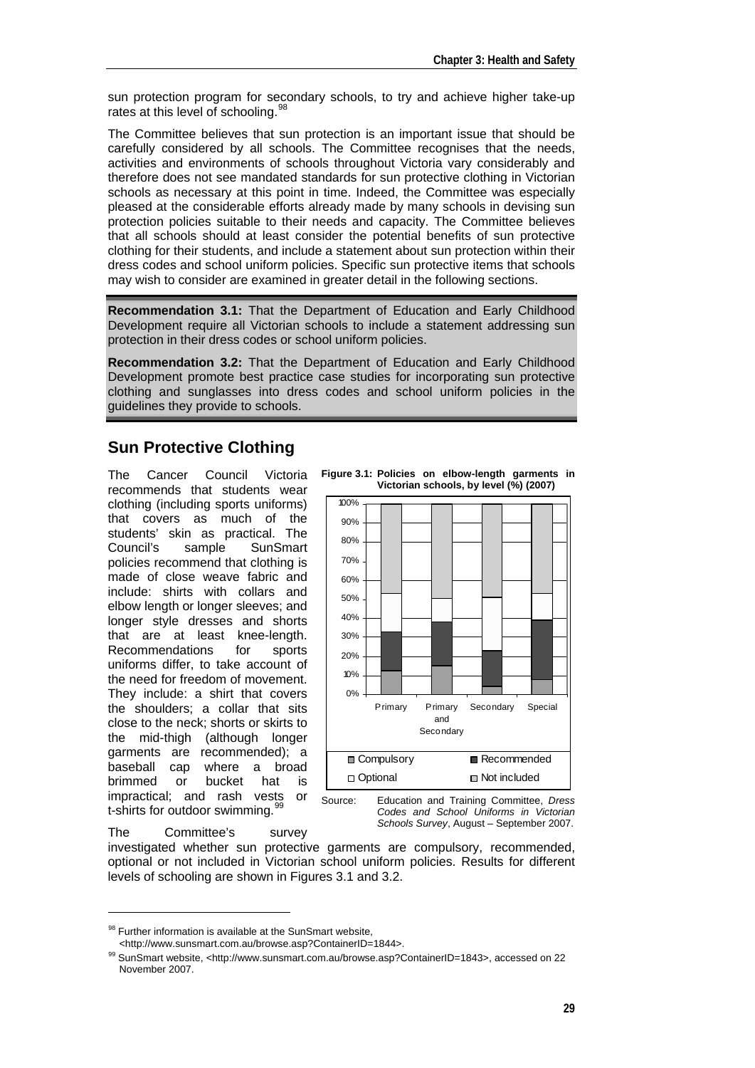sun protection program for secondary schools, to try and achieve higher take-up rates at this level of schooling.[98]

The Committee believes that sun protection is an important issue that should be carefully considered by all schools. The Committee recognises that the needs, activities and environments of schools throughout Victoria vary considerably and therefore does not see mandated standards for sun protective clothing in Victorian schools as necessary at this point in time. Indeed, the Committee was especially pleased at the considerable efforts already made by many schools in devising sun protection policies suitable to their needs and capacity. The Committee believes that all schools should at least consider the potential benefits of sun protective clothing for their students, and include a statement about sun protection within their dress codes and school uniform policies. Specific sun protective items that schools may wish to consider are examined in greater detail in the following sections.

**Recommendation 3.1:** That the Department of Education and Early Childhood Development require all Victorian schools to include a statement addressing sun protection in their dress codes or school uniform policies.

**Recommendation 3.2:** That the Department of Education and Early Childhood Development promote best practice case studies for incorporating sun protective clothing and sunglasses into dress codes and school uniform policies in the guidelines they provide to schools.

## Sun Protective Clothing

The Cancer Council Victoria recommends that students wear clothing (including sports uniforms) that covers as much of the students' skin as practical. The Council's sample SunSmart policies recommend that clothing is made of close weave fabric and include: shirts with collars and elbow length or longer sleeves; and longer style dresses and shorts that are at least knee-length. Recommendations for sports uniforms differ, to take account of the need for freedom of movement. They include: a shirt that covers the shoulders; a collar that sits close to the neck; shorts or skirts to the mid-thigh (although longer garments are recommended); a baseball cap where a broad brimmed or bucket hat is impractical; and rash vests or t-shirts for outdoor swimming.[99]

**Figure 3.1: Policies on elbow-length garments in Victorian schools, by level (%) (2007)**

| Level | Compulsory | Recommended | Optional | Not included |
|---|---|---|---|---|
| Primary | ~13 | ~20 | ~20 | ~47 |
| Primary and Secondary | ~15 | ~23 | ~12 | ~50 |
| Secondary | ~4 | ~19 | ~28 | ~49 |
| Special | ~8 | ~31 | ~14 | ~47 |

Source: Education and Training Committee, *Dress Codes and School Uniforms in Victorian Schools Survey*, August – September 2007.

The Committee's survey investigated whether sun protective garments are compulsory, recommended, optional or not included in Victorian school uniform policies. Results for different levels of schooling are shown in Figures 3.1 and 3.2.

---

[98] Further information is available at the SunSmart website, <http://www.sunsmart.com.au/browse.asp?ContainerID=1844>.

[99] SunSmart website, <http://www.sunsmart.com.au/browse.asp?ContainerID=1843>, accessed on 22 November 2007.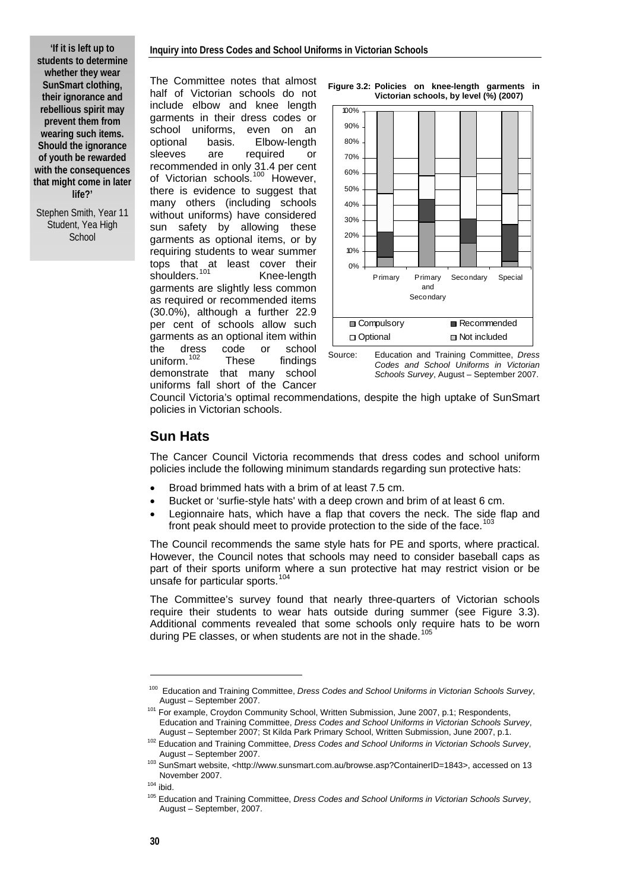> **'If it is left up to students to determine whether they wear SunSmart clothing, their ignorance and rebellious spirit may prevent them from wearing such items. Should the ignorance of youth be rewarded with the consequences that might come in later life?'**
>
> Stephen Smith, Year 11 Student, Yea High School

The Committee notes that almost half of Victorian schools do not include elbow and knee length garments in their dress codes or school uniforms, even on an optional basis. Elbow-length sleeves are required or recommended in only 31.4 per cent of Victorian schools.[100] However, there is evidence to suggest that many others (including schools without uniforms) have considered sun safety by allowing these garments as optional items, or by requiring students to wear summer tops that at least cover their shoulders.[101] Knee-length garments are slightly less common as required or recommended items (30.0%), although a further 22.9 per cent of schools allow such garments as an optional item within the dress code or school uniform.[102] These findings demonstrate that many school uniforms fall short of the Cancer Council Victoria's optimal recommendations, despite the high uptake of SunSmart policies in Victorian schools.

**Figure 3.2: Policies on knee-length garments in Victorian schools, by level (%) (2007)**

Source: Education and Training Committee, *Dress Codes and School Uniforms in Victorian Schools Survey*, August – September 2007.

## Sun Hats

The Cancer Council Victoria recommends that dress codes and school uniform policies include the following minimum standards regarding sun protective hats:

- Broad brimmed hats with a brim of at least 7.5 cm.
- Bucket or 'surfie-style hats' with a deep crown and brim of at least 6 cm.
- Legionnaire hats, which have a flap that covers the neck. The side flap and front peak should meet to provide protection to the side of the face.[103]

The Council recommends the same style hats for PE and sports, where practical. However, the Council notes that schools may need to consider baseball caps as part of their sports uniform where a sun protective hat may restrict vision or be unsafe for particular sports.[104]

The Committee's survey found that nearly three-quarters of Victorian schools require their students to wear hats outside during summer (see Figure 3.3). Additional comments revealed that some schools only require hats to be worn during PE classes, or when students are not in the shade.[105]

---

[100] Education and Training Committee, *Dress Codes and School Uniforms in Victorian Schools Survey*, August – September 2007.

[101] For example, Croydon Community School, Written Submission, June 2007, p.1; Respondents, Education and Training Committee, *Dress Codes and School Uniforms in Victorian Schools Survey*, August – September 2007; St Kilda Park Primary School, Written Submission, June 2007, p.1.

[102] Education and Training Committee, *Dress Codes and School Uniforms in Victorian Schools Survey*, August – September 2007.

[103] SunSmart website, <http://www.sunsmart.com.au/browse.asp?ContainerID=1843>, accessed on 13 November 2007.

[104] ibid.

[105] Education and Training Committee, *Dress Codes and School Uniforms in Victorian Schools Survey*, August – September, 2007.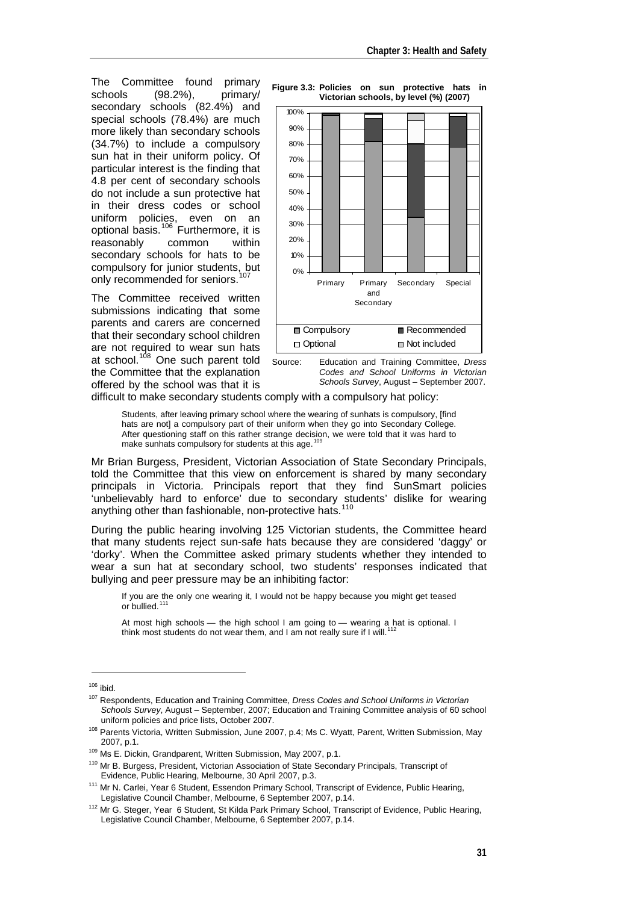The Committee found primary schools (98.2%), primary/ secondary schools (82.4%) and special schools (78.4%) are much more likely than secondary schools (34.7%) to include a compulsory sun hat in their uniform policy. Of particular interest is the finding that 4.8 per cent of secondary schools do not include a sun protective hat in their dress codes or school uniform policies, even on an optional basis.[106] Furthermore, it is reasonably common within secondary schools for hats to be compulsory for junior students, but only recommended for seniors.[107]

**Figure 3.3: Policies on sun protective hats in Victorian schools, by level (%) (2007)**

Source: Education and Training Committee, *Dress Codes and School Uniforms in Victorian Schools Survey*, August – September 2007.

The Committee received written submissions indicating that some parents and carers are concerned that their secondary school children are not required to wear sun hats at school.[108] One such parent told the Committee that the explanation offered by the school was that it is difficult to make secondary students comply with a compulsory hat policy:

> Students, after leaving primary school where the wearing of sunhats is compulsory, [find hats are not] a compulsory part of their uniform when they go into Secondary College. After questioning staff on this rather strange decision, we were told that it was hard to make sunhats compulsory for students at this age.[109]

Mr Brian Burgess, President, Victorian Association of State Secondary Principals, told the Committee that this view on enforcement is shared by many secondary principals in Victoria. Principals report that they find SunSmart policies 'unbelievably hard to enforce' due to secondary students' dislike for wearing anything other than fashionable, non-protective hats.[110]

During the public hearing involving 125 Victorian students, the Committee heard that many students reject sun-safe hats because they are considered 'daggy' or 'dorky'. When the Committee asked primary students whether they intended to wear a sun hat at secondary school, two students' responses indicated that bullying and peer pressure may be an inhibiting factor:

> If you are the only one wearing it, I would not be happy because you might get teased or bullied.[111]

> At most high schools — the high school I am going to — wearing a hat is optional. I think most students do not wear them, and I am not really sure if I will.[112]

---

[106] ibid.

[107] Respondents, Education and Training Committee, *Dress Codes and School Uniforms in Victorian Schools Survey*, August – September, 2007; Education and Training Committee analysis of 60 school uniform policies and price lists, October 2007.

[108] Parents Victoria, Written Submission, June 2007, p.4; Ms C. Wyatt, Parent, Written Submission, May 2007, p.1.

[109] Ms E. Dickin, Grandparent, Written Submission, May 2007, p.1.

[110] Mr B. Burgess, President, Victorian Association of State Secondary Principals, Transcript of Evidence, Public Hearing, Melbourne, 30 April 2007, p.3.

[111] Mr N. Carlei, Year 6 Student, Essendon Primary School, Transcript of Evidence, Public Hearing, Legislative Council Chamber, Melbourne, 6 September 2007, p.14.

[112] Mr G. Steger, Year 6 Student, St Kilda Park Primary School, Transcript of Evidence, Public Hearing, Legislative Council Chamber, Melbourne, 6 September 2007, p.14.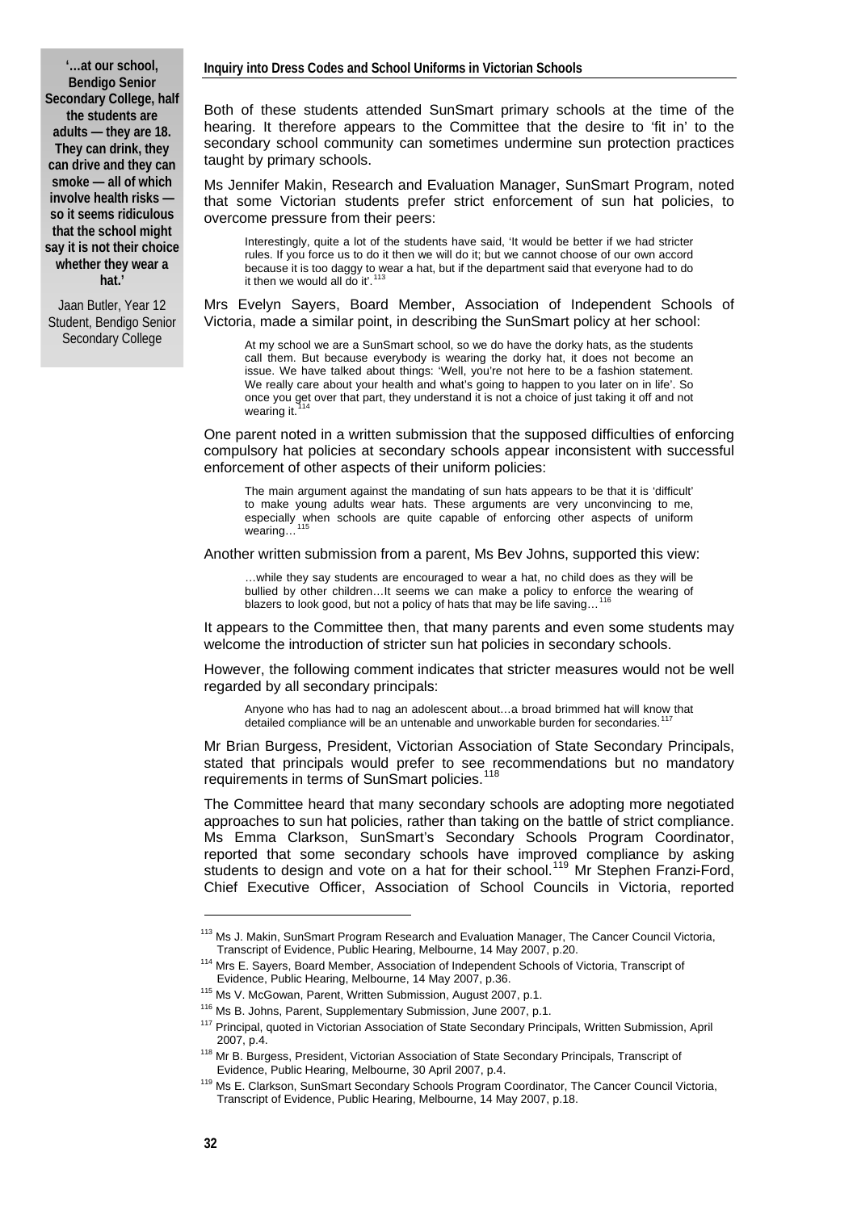> **'…at our school, Bendigo Senior Secondary College, half the students are adults — they are 18. They can drink, they can drive and they can smoke — all of which involve health risks — so it seems ridiculous that the school might say it is not their choice whether they wear a hat.'**
>
> Jaan Butler, Year 12 Student, Bendigo Senior Secondary College

Both of these students attended SunSmart primary schools at the time of the hearing. It therefore appears to the Committee that the desire to 'fit in' to the secondary school community can sometimes undermine sun protection practices taught by primary schools.

Ms Jennifer Makin, Research and Evaluation Manager, SunSmart Program, noted that some Victorian students prefer strict enforcement of sun hat policies, to overcome pressure from their peers:

> Interestingly, quite a lot of the students have said, 'It would be better if we had stricter rules. If you force us to do it then we will do it; but we cannot choose of our own accord because it is too daggy to wear a hat, but if the department said that everyone had to do it then we would all do it'.[113]

Mrs Evelyn Sayers, Board Member, Association of Independent Schools of Victoria, made a similar point, in describing the SunSmart policy at her school:

> At my school we are a SunSmart school, so we do have the dorky hats, as the students call them. But because everybody is wearing the dorky hat, it does not become an issue. We have talked about things: 'Well, you're not here to be a fashion statement. We really care about your health and what's going to happen to you later on in life'. So once you get over that part, they understand it is not a choice of just taking it off and not wearing it.[114]

One parent noted in a written submission that the supposed difficulties of enforcing compulsory hat policies at secondary schools appear inconsistent with successful enforcement of other aspects of their uniform policies:

> The main argument against the mandating of sun hats appears to be that it is 'difficult' to make young adults wear hats. These arguments are very unconvincing to me, especially when schools are quite capable of enforcing other aspects of uniform wearing…[115]

Another written submission from a parent, Ms Bev Johns, supported this view:

> …while they say students are encouraged to wear a hat, no child does as they will be bullied by other children…It seems we can make a policy to enforce the wearing of blazers to look good, but not a policy of hats that may be life saving…[116]

It appears to the Committee then, that many parents and even some students may welcome the introduction of stricter sun hat policies in secondary schools.

However, the following comment indicates that stricter measures would not be well regarded by all secondary principals:

> Anyone who has had to nag an adolescent about…a broad brimmed hat will know that detailed compliance will be an untenable and unworkable burden for secondaries.[117]

Mr Brian Burgess, President, Victorian Association of State Secondary Principals, stated that principals would prefer to see recommendations but no mandatory requirements in terms of SunSmart policies.[118]

The Committee heard that many secondary schools are adopting more negotiated approaches to sun hat policies, rather than taking on the battle of strict compliance. Ms Emma Clarkson, SunSmart's Secondary Schools Program Coordinator, reported that some secondary schools have improved compliance by asking students to design and vote on a hat for their school.[119] Mr Stephen Franzi-Ford, Chief Executive Officer, Association of School Councils in Victoria, reported

---

[113] Ms J. Makin, SunSmart Program Research and Evaluation Manager, The Cancer Council Victoria, Transcript of Evidence, Public Hearing, Melbourne, 14 May 2007, p.20.

[114] Mrs E. Sayers, Board Member, Association of Independent Schools of Victoria, Transcript of Evidence, Public Hearing, Melbourne, 14 May 2007, p.36.

[115] Ms V. McGowan, Parent, Written Submission, August 2007, p.1.

[116] Ms B. Johns, Parent, Supplementary Submission, June 2007, p.1.

[117] Principal, quoted in Victorian Association of State Secondary Principals, Written Submission, April 2007, p.4.

[118] Mr B. Burgess, President, Victorian Association of State Secondary Principals, Transcript of Evidence, Public Hearing, Melbourne, 30 April 2007, p.4.

[119] Ms E. Clarkson, SunSmart Secondary Schools Program Coordinator, The Cancer Council Victoria, Transcript of Evidence, Public Hearing, Melbourne, 14 May 2007, p.18.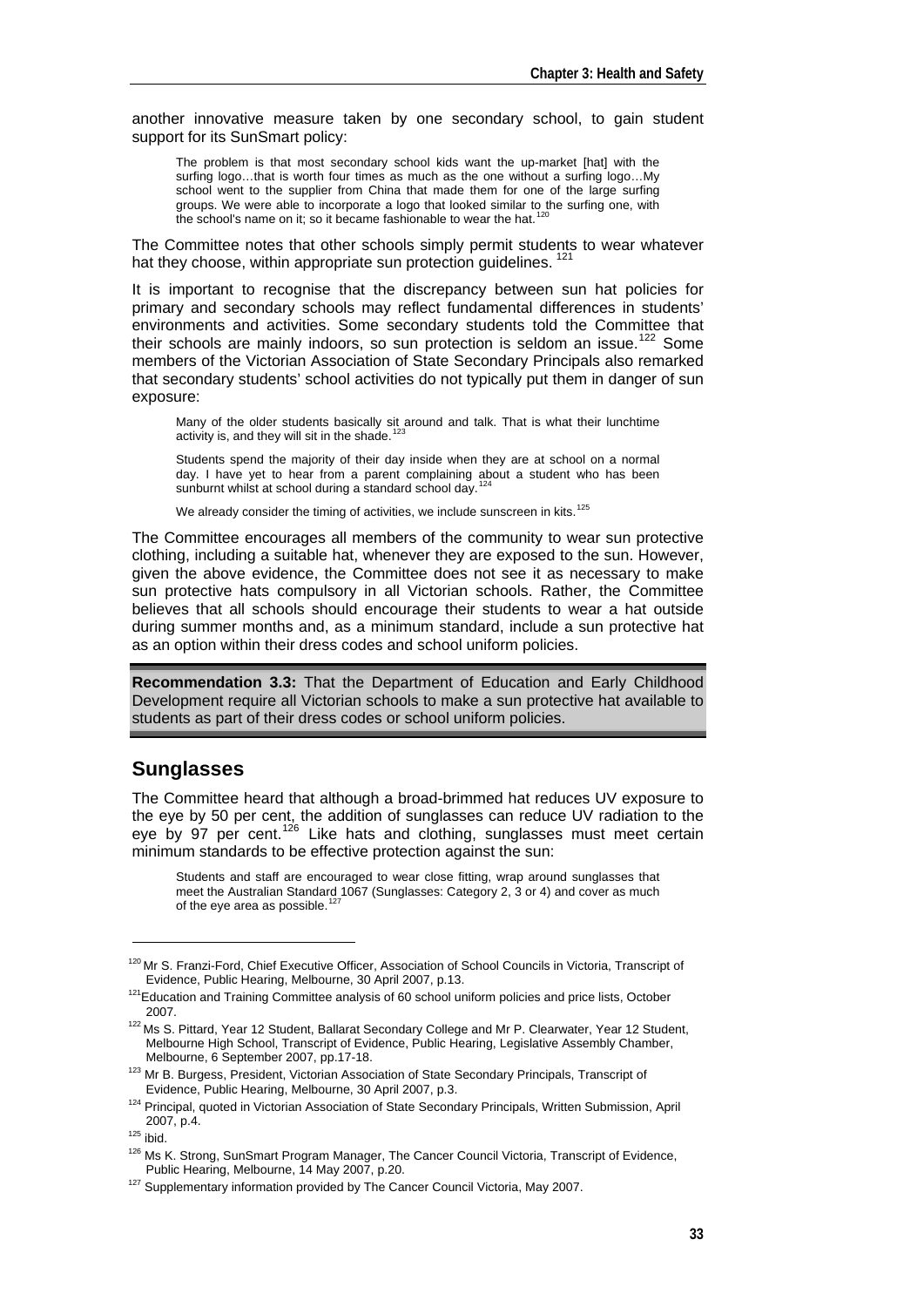another innovative measure taken by one secondary school, to gain student support for its SunSmart policy:

> The problem is that most secondary school kids want the up-market [hat] with the surfing logo…that is worth four times as much as the one without a surfing logo…My school went to the supplier from China that made them for one of the large surfing groups. We were able to incorporate a logo that looked similar to the surfing one, with the school's name on it; so it became fashionable to wear the hat.[120]

The Committee notes that other schools simply permit students to wear whatever hat they choose, within appropriate sun protection guidelines.[121]

It is important to recognise that the discrepancy between sun hat policies for primary and secondary schools may reflect fundamental differences in students' environments and activities. Some secondary students told the Committee that their schools are mainly indoors, so sun protection is seldom an issue.[122] Some members of the Victorian Association of State Secondary Principals also remarked that secondary students' school activities do not typically put them in danger of sun exposure:

> Many of the older students basically sit around and talk. That is what their lunchtime activity is, and they will sit in the shade.[123]
>
> Students spend the majority of their day inside when they are at school on a normal day. I have yet to hear from a parent complaining about a student who has been sunburnt whilst at school during a standard school day.[124]
>
> We already consider the timing of activities, we include sunscreen in kits.[125]

The Committee encourages all members of the community to wear sun protective clothing, including a suitable hat, whenever they are exposed to the sun. However, given the above evidence, the Committee does not see it as necessary to make sun protective hats compulsory in all Victorian schools. Rather, the Committee believes that all schools should encourage their students to wear a hat outside during summer months and, as a minimum standard, include a sun protective hat as an option within their dress codes and school uniform policies.

**Recommendation 3.3:** That the Department of Education and Early Childhood Development require all Victorian schools to make a sun protective hat available to students as part of their dress codes or school uniform policies.

## Sunglasses

The Committee heard that although a broad-brimmed hat reduces UV exposure to the eye by 50 per cent, the addition of sunglasses can reduce UV radiation to the eye by 97 per cent.[126] Like hats and clothing, sunglasses must meet certain minimum standards to be effective protection against the sun:

> Students and staff are encouraged to wear close fitting, wrap around sunglasses that meet the Australian Standard 1067 (Sunglasses: Category 2, 3 or 4) and cover as much of the eye area as possible.[127]

---

[120] Mr S. Franzi-Ford, Chief Executive Officer, Association of School Councils in Victoria, Transcript of Evidence, Public Hearing, Melbourne, 30 April 2007, p.13.

[121] Education and Training Committee analysis of 60 school uniform policies and price lists, October 2007.

[122] Ms S. Pittard, Year 12 Student, Ballarat Secondary College and Mr P. Clearwater, Year 12 Student, Melbourne High School, Transcript of Evidence, Public Hearing, Legislative Assembly Chamber, Melbourne, 6 September 2007, pp.17-18.

[123] Mr B. Burgess, President, Victorian Association of State Secondary Principals, Transcript of Evidence, Public Hearing, Melbourne, 30 April 2007, p.3.

[124] Principal, quoted in Victorian Association of State Secondary Principals, Written Submission, April 2007, p.4.

[125] ibid.

[126] Ms K. Strong, SunSmart Program Manager, The Cancer Council Victoria, Transcript of Evidence, Public Hearing, Melbourne, 14 May 2007, p.20.

[127] Supplementary information provided by The Cancer Council Victoria, May 2007.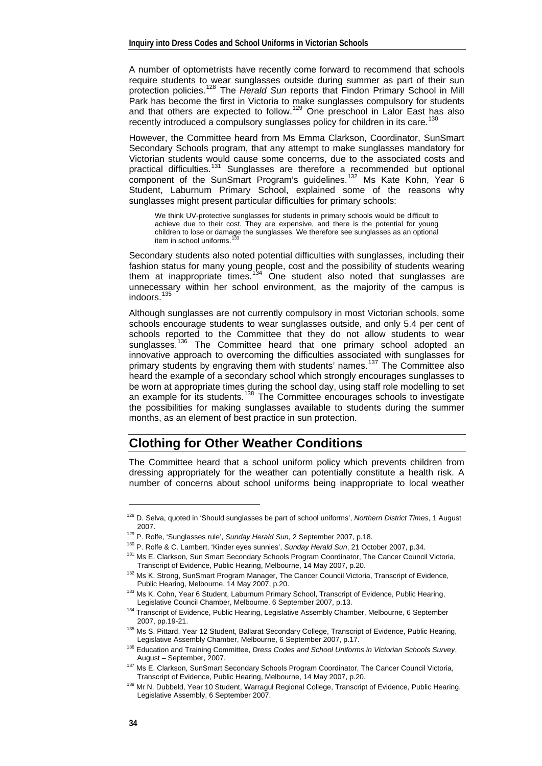A number of optometrists have recently come forward to recommend that schools require students to wear sunglasses outside during summer as part of their sun protection policies.[128] The *Herald Sun* reports that Findon Primary School in Mill Park has become the first in Victoria to make sunglasses compulsory for students and that others are expected to follow.[129] One preschool in Lalor East has also recently introduced a compulsory sunglasses policy for children in its care.[130]

However, the Committee heard from Ms Emma Clarkson, Coordinator, SunSmart Secondary Schools program, that any attempt to make sunglasses mandatory for Victorian students would cause some concerns, due to the associated costs and practical difficulties.[131] Sunglasses are therefore a recommended but optional component of the SunSmart Program's guidelines.[132] Ms Kate Kohn, Year 6 Student, Laburnum Primary School, explained some of the reasons why sunglasses might present particular difficulties for primary schools:

> We think UV-protective sunglasses for students in primary schools would be difficult to achieve due to their cost. They are expensive, and there is the potential for young children to lose or damage the sunglasses. We therefore see sunglasses as an optional item in school uniforms.[133]

Secondary students also noted potential difficulties with sunglasses, including their fashion status for many young people, cost and the possibility of students wearing them at inappropriate times.[134] One student also noted that sunglasses are unnecessary within her school environment, as the majority of the campus is indoors.[135]

Although sunglasses are not currently compulsory in most Victorian schools, some schools encourage students to wear sunglasses outside, and only 5.4 per cent of schools reported to the Committee that they do not allow students to wear sunglasses.[136] The Committee heard that one primary school adopted an innovative approach to overcoming the difficulties associated with sunglasses for primary students by engraving them with students' names.[137] The Committee also heard the example of a secondary school which strongly encourages sunglasses to be worn at appropriate times during the school day, using staff role modelling to set an example for its students.[138] The Committee encourages schools to investigate the possibilities for making sunglasses available to students during the summer months, as an element of best practice in sun protection.

## Clothing for Other Weather Conditions

The Committee heard that a school uniform policy which prevents children from dressing appropriately for the weather can potentially constitute a health risk. A number of concerns about school uniforms being inappropriate to local weather

---

[128] D. Selva, quoted in 'Should sunglasses be part of school uniforms', *Northern District Times*, 1 August 2007.

[129] P. Rolfe, 'Sunglasses rule', *Sunday Herald Sun*, 2 September 2007, p.18.

[130] P. Rolfe & C. Lambert, 'Kinder eyes sunnies', *Sunday Herald Sun*, 21 October 2007, p.34.

[131] Ms E. Clarkson, Sun Smart Secondary Schools Program Coordinator, The Cancer Council Victoria, Transcript of Evidence, Public Hearing, Melbourne, 14 May 2007, p.20.

[132] Ms K. Strong, SunSmart Program Manager, The Cancer Council Victoria, Transcript of Evidence, Public Hearing, Melbourne, 14 May 2007, p.20.

[133] Ms K. Cohn, Year 6 Student, Laburnum Primary School, Transcript of Evidence, Public Hearing, Legislative Council Chamber, Melbourne, 6 September 2007, p.13.

[134] Transcript of Evidence, Public Hearing, Legislative Assembly Chamber, Melbourne, 6 September 2007, pp.19-21.

[135] Ms S. Pittard, Year 12 Student, Ballarat Secondary College, Transcript of Evidence, Public Hearing, Legislative Assembly Chamber, Melbourne, 6 September 2007, p.17.

[136] Education and Training Committee, *Dress Codes and School Uniforms in Victorian Schools Survey*, August – September, 2007.

[137] Ms E. Clarkson, SunSmart Secondary Schools Program Coordinator, The Cancer Council Victoria, Transcript of Evidence, Public Hearing, Melbourne, 14 May 2007, p.20.

[138] Mr N. Dubbeld, Year 10 Student, Warragul Regional College, Transcript of Evidence, Public Hearing, Legislative Assembly, 6 September 2007.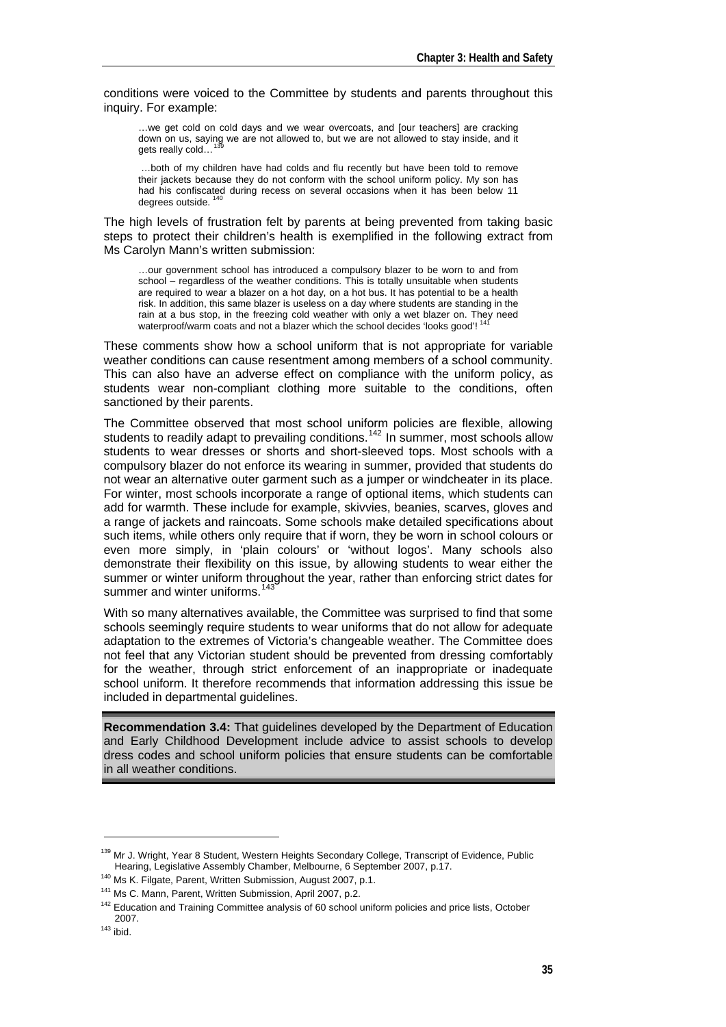conditions were voiced to the Committee by students and parents throughout this inquiry. For example:

> …we get cold on cold days and we wear overcoats, and [our teachers] are cracking down on us, saying we are not allowed to, but we are not allowed to stay inside, and it gets really cold…[139]

> …both of my children have had colds and flu recently but have been told to remove their jackets because they do not conform with the school uniform policy. My son has had his confiscated during recess on several occasions when it has been below 11 degrees outside.[140]

The high levels of frustration felt by parents at being prevented from taking basic steps to protect their children's health is exemplified in the following extract from Ms Carolyn Mann's written submission:

> …our government school has introduced a compulsory blazer to be worn to and from school – regardless of the weather conditions. This is totally unsuitable when students are required to wear a blazer on a hot day, on a hot bus. It has potential to be a health risk. In addition, this same blazer is useless on a day where students are standing in the rain at a bus stop, in the freezing cold weather with only a wet blazer on. They need waterproof/warm coats and not a blazer which the school decides 'looks good'![141]

These comments show how a school uniform that is not appropriate for variable weather conditions can cause resentment among members of a school community. This can also have an adverse effect on compliance with the uniform policy, as students wear non-compliant clothing more suitable to the conditions, often sanctioned by their parents.

The Committee observed that most school uniform policies are flexible, allowing students to readily adapt to prevailing conditions.[142] In summer, most schools allow students to wear dresses or shorts and short-sleeved tops. Most schools with a compulsory blazer do not enforce its wearing in summer, provided that students do not wear an alternative outer garment such as a jumper or windcheater in its place. For winter, most schools incorporate a range of optional items, which students can add for warmth. These include for example, skivvies, beanies, scarves, gloves and a range of jackets and raincoats. Some schools make detailed specifications about such items, while others only require that if worn, they be worn in school colours or even more simply, in 'plain colours' or 'without logos'. Many schools also demonstrate their flexibility on this issue, by allowing students to wear either the summer or winter uniform throughout the year, rather than enforcing strict dates for summer and winter uniforms.[143]

With so many alternatives available, the Committee was surprised to find that some schools seemingly require students to wear uniforms that do not allow for adequate adaptation to the extremes of Victoria's changeable weather. The Committee does not feel that any Victorian student should be prevented from dressing comfortably for the weather, through strict enforcement of an inappropriate or inadequate school uniform. It therefore recommends that information addressing this issue be included in departmental guidelines.

**Recommendation 3.4:** That guidelines developed by the Department of Education and Early Childhood Development include advice to assist schools to develop dress codes and school uniform policies that ensure students can be comfortable in all weather conditions.

---

[139] Mr J. Wright, Year 8 Student, Western Heights Secondary College, Transcript of Evidence, Public Hearing, Legislative Assembly Chamber, Melbourne, 6 September 2007, p.17.

[140] Ms K. Filgate, Parent, Written Submission, August 2007, p.1.

[141] Ms C. Mann, Parent, Written Submission, April 2007, p.2.

[142] Education and Training Committee analysis of 60 school uniform policies and price lists, October 2007.

[143] ibid.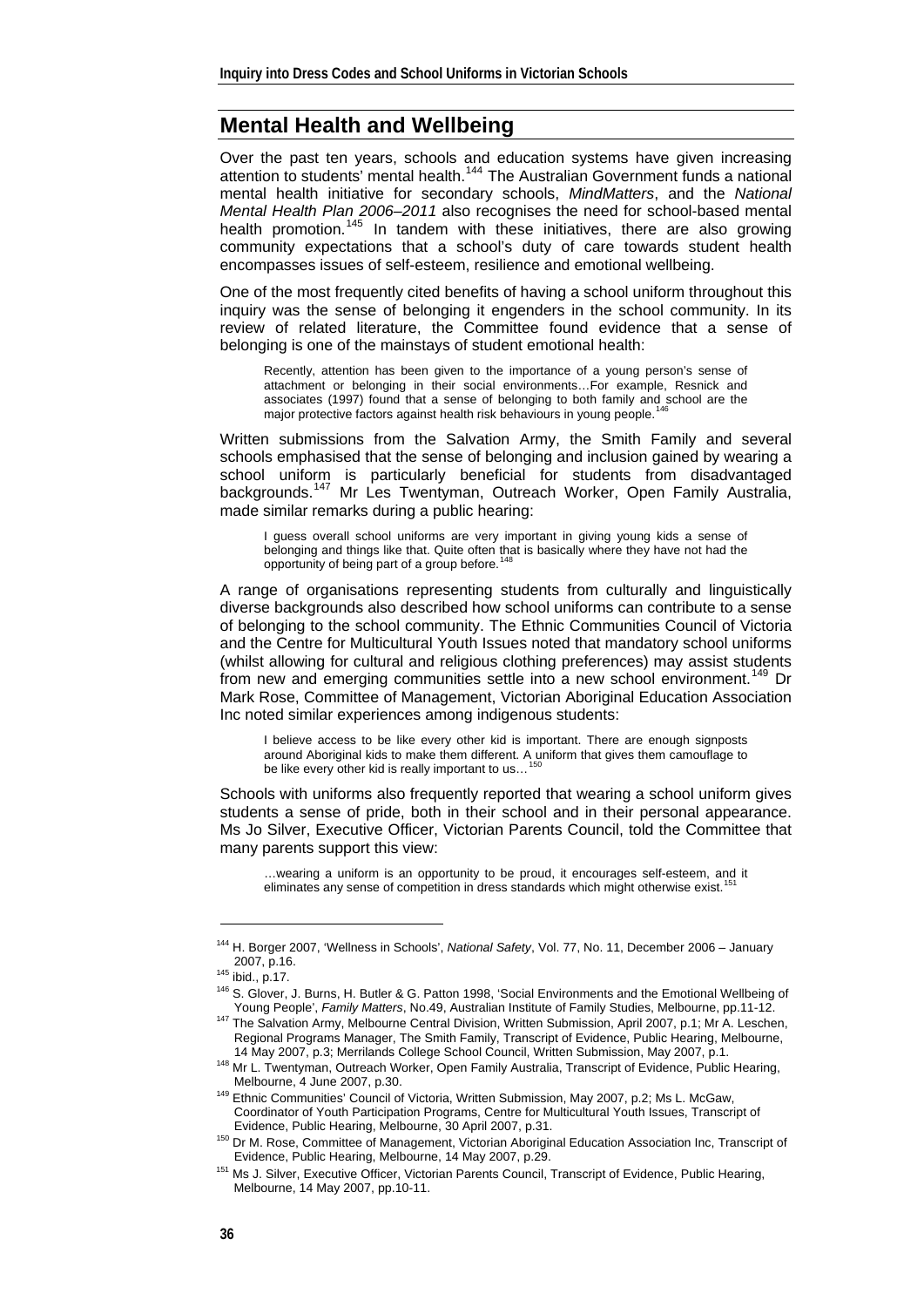## Mental Health and Wellbeing

Over the past ten years, schools and education systems have given increasing attention to students' mental health.[144] The Australian Government funds a national mental health initiative for secondary schools, *MindMatters*, and the *National Mental Health Plan 2006–2011* also recognises the need for school-based mental health promotion.[145] In tandem with these initiatives, there are also growing community expectations that a school's duty of care towards student health encompasses issues of self-esteem, resilience and emotional wellbeing.

One of the most frequently cited benefits of having a school uniform throughout this inquiry was the sense of belonging it engenders in the school community. In its review of related literature, the Committee found evidence that a sense of belonging is one of the mainstays of student emotional health:

> Recently, attention has been given to the importance of a young person's sense of attachment or belonging in their social environments…For example, Resnick and associates (1997) found that a sense of belonging to both family and school are the major protective factors against health risk behaviours in young people.[146]

Written submissions from the Salvation Army, the Smith Family and several schools emphasised that the sense of belonging and inclusion gained by wearing a school uniform is particularly beneficial for students from disadvantaged backgrounds.[147] Mr Les Twentyman, Outreach Worker, Open Family Australia, made similar remarks during a public hearing:

> I guess overall school uniforms are very important in giving young kids a sense of belonging and things like that. Quite often that is basically where they have not had the opportunity of being part of a group before.[148]

A range of organisations representing students from culturally and linguistically diverse backgrounds also described how school uniforms can contribute to a sense of belonging to the school community. The Ethnic Communities Council of Victoria and the Centre for Multicultural Youth Issues noted that mandatory school uniforms (whilst allowing for cultural and religious clothing preferences) may assist students from new and emerging communities settle into a new school environment.[149] Dr Mark Rose, Committee of Management, Victorian Aboriginal Education Association Inc noted similar experiences among indigenous students:

> I believe access to be like every other kid is important. There are enough signposts around Aboriginal kids to make them different. A uniform that gives them camouflage to be like every other kid is really important to us…[150]

Schools with uniforms also frequently reported that wearing a school uniform gives students a sense of pride, both in their school and in their personal appearance. Ms Jo Silver, Executive Officer, Victorian Parents Council, told the Committee that many parents support this view:

> …wearing a uniform is an opportunity to be proud, it encourages self-esteem, and it eliminates any sense of competition in dress standards which might otherwise exist.[151]

---

[144] H. Borger 2007, 'Wellness in Schools', *National Safety*, Vol. 77, No. 11, December 2006 – January 2007, p.16.

[145] ibid., p.17.

[146] S. Glover, J. Burns, H. Butler & G. Patton 1998, 'Social Environments and the Emotional Wellbeing of Young People', *Family Matters*, No.49, Australian Institute of Family Studies, Melbourne, pp.11-12.

[147] The Salvation Army, Melbourne Central Division, Written Submission, April 2007, p.1; Mr A. Leschen, Regional Programs Manager, The Smith Family, Transcript of Evidence, Public Hearing, Melbourne, 14 May 2007, p.3; Merrilands College School Council, Written Submission, May 2007, p.1.

[148] Mr L. Twentyman, Outreach Worker, Open Family Australia, Transcript of Evidence, Public Hearing, Melbourne, 4 June 2007, p.30.

[149] Ethnic Communities' Council of Victoria, Written Submission, May 2007, p.2; Ms L. McGaw, Coordinator of Youth Participation Programs, Centre for Multicultural Youth Issues, Transcript of Evidence, Public Hearing, Melbourne, 30 April 2007, p.31.

[150] Dr M. Rose, Committee of Management, Victorian Aboriginal Education Association Inc, Transcript of Evidence, Public Hearing, Melbourne, 14 May 2007, p.29.

[151] Ms J. Silver, Executive Officer, Victorian Parents Council, Transcript of Evidence, Public Hearing, Melbourne, 14 May 2007, pp.10-11.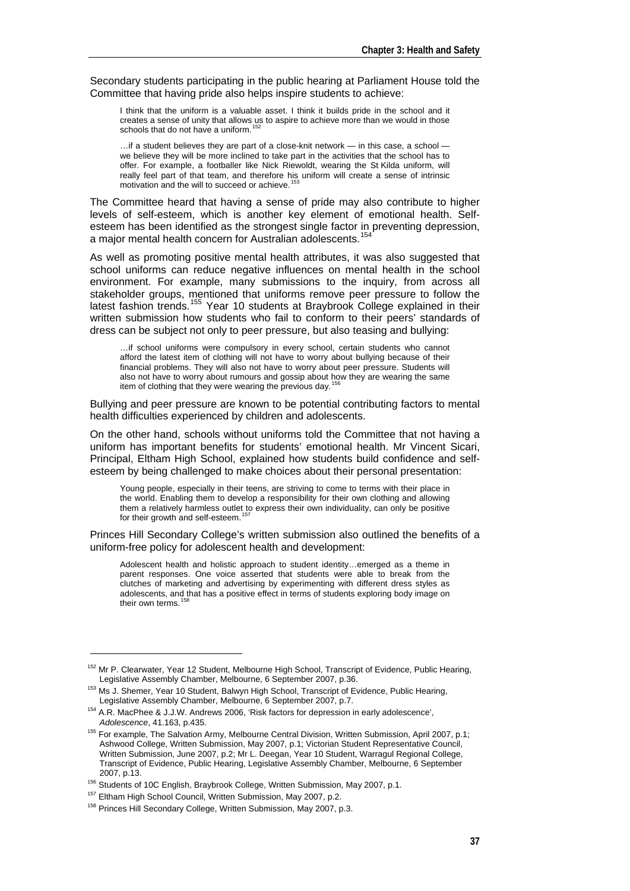Secondary students participating in the public hearing at Parliament House told the Committee that having pride also helps inspire students to achieve:

> I think that the uniform is a valuable asset. I think it builds pride in the school and it creates a sense of unity that allows us to aspire to achieve more than we would in those schools that do not have a uniform.[152]
>
> …if a student believes they are part of a close-knit network — in this case, a school — we believe they will be more inclined to take part in the activities that the school has to offer. For example, a footballer like Nick Riewoldt, wearing the St Kilda uniform, will really feel part of that team, and therefore his uniform will create a sense of intrinsic motivation and the will to succeed or achieve.[153]

The Committee heard that having a sense of pride may also contribute to higher levels of self-esteem, which is another key element of emotional health. Self-esteem has been identified as the strongest single factor in preventing depression, a major mental health concern for Australian adolescents.[154]

As well as promoting positive mental health attributes, it was also suggested that school uniforms can reduce negative influences on mental health in the school environment. For example, many submissions to the inquiry, from across all stakeholder groups, mentioned that uniforms remove peer pressure to follow the latest fashion trends.[155] Year 10 students at Braybrook College explained in their written submission how students who fail to conform to their peers' standards of dress can be subject not only to peer pressure, but also teasing and bullying:

> …if school uniforms were compulsory in every school, certain students who cannot afford the latest item of clothing will not have to worry about bullying because of their financial problems. They will also not have to worry about peer pressure. Students will also not have to worry about rumours and gossip about how they are wearing the same item of clothing that they were wearing the previous day.[156]

Bullying and peer pressure are known to be potential contributing factors to mental health difficulties experienced by children and adolescents.

On the other hand, schools without uniforms told the Committee that not having a uniform has important benefits for students' emotional health. Mr Vincent Sicari, Principal, Eltham High School, explained how students build confidence and self-esteem by being challenged to make choices about their personal presentation:

> Young people, especially in their teens, are striving to come to terms with their place in the world. Enabling them to develop a responsibility for their own clothing and allowing them a relatively harmless outlet to express their own individuality, can only be positive for their growth and self-esteem.[157]

Princes Hill Secondary College's written submission also outlined the benefits of a uniform-free policy for adolescent health and development:

> Adolescent health and holistic approach to student identity…emerged as a theme in parent responses. One voice asserted that students were able to break from the clutches of marketing and advertising by experimenting with different dress styles as adolescents, and that has a positive effect in terms of students exploring body image on their own terms.[158]

---

[152] Mr P. Clearwater, Year 12 Student, Melbourne High School, Transcript of Evidence, Public Hearing, Legislative Assembly Chamber, Melbourne, 6 September 2007, p.36.

[153] Ms J. Shemer, Year 10 Student, Balwyn High School, Transcript of Evidence, Public Hearing, Legislative Assembly Chamber, Melbourne, 6 September 2007, p.7.

[154] A.R. MacPhee & J.J.W. Andrews 2006, 'Risk factors for depression in early adolescence', *Adolescence*, 41.163, p.435.

[155] For example, The Salvation Army, Melbourne Central Division, Written Submission, April 2007, p.1; Ashwood College, Written Submission, May 2007, p.1; Victorian Student Representative Council, Written Submission, June 2007, p.2; Mr L. Deegan, Year 10 Student, Warragul Regional College, Transcript of Evidence, Public Hearing, Legislative Assembly Chamber, Melbourne, 6 September 2007, p.13.

[156] Students of 10C English, Braybrook College, Written Submission, May 2007, p.1.

[157] Eltham High School Council, Written Submission, May 2007, p.2.

[158] Princes Hill Secondary College, Written Submission, May 2007, p.3.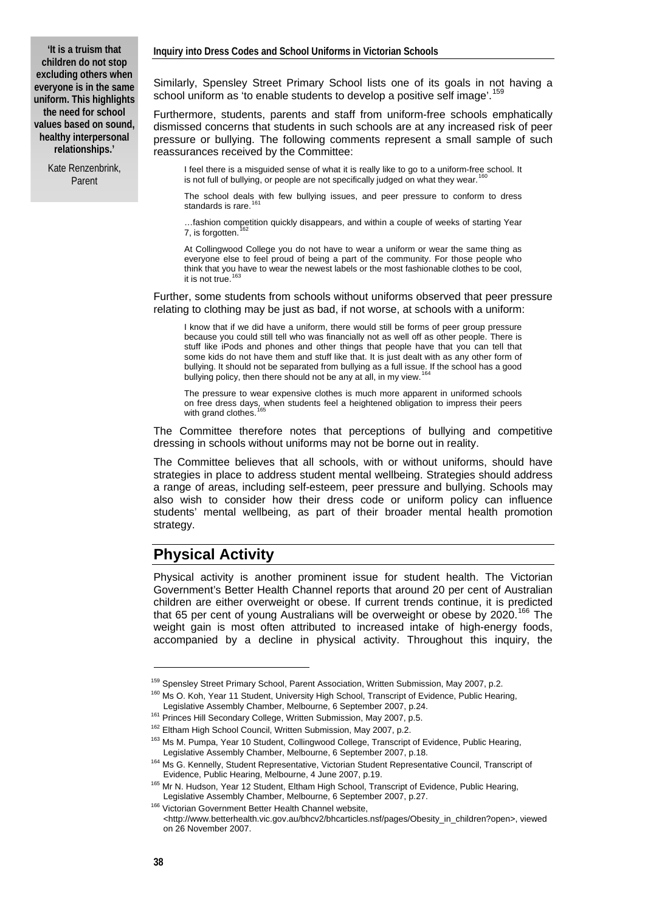> **'It is a truism that children do not stop excluding others when everyone is in the same uniform. This highlights the need for school values based on sound, healthy interpersonal relationships.'**
>
> Kate Renzenbrink, Parent

Similarly, Spensley Street Primary School lists one of its goals in not having a school uniform as 'to enable students to develop a positive self image'.[159]

Furthermore, students, parents and staff from uniform-free schools emphatically dismissed concerns that students in such schools are at any increased risk of peer pressure or bullying. The following comments represent a small sample of such reassurances received by the Committee:

> I feel there is a misguided sense of what it is really like to go to a uniform-free school. It is not full of bullying, or people are not specifically judged on what they wear.[160]
>
> The school deals with few bullying issues, and peer pressure to conform to dress standards is rare.[161]
>
> …fashion competition quickly disappears, and within a couple of weeks of starting Year 7, is forgotten.[162]
>
> At Collingwood College you do not have to wear a uniform or wear the same thing as everyone else to feel proud of being a part of the community. For those people who think that you have to wear the newest labels or the most fashionable clothes to be cool, it is not true.[163]

Further, some students from schools without uniforms observed that peer pressure relating to clothing may be just as bad, if not worse, at schools with a uniform:

> I know that if we did have a uniform, there would still be forms of peer group pressure because you could still tell who was financially not as well off as other people. There is stuff like iPods and phones and other things that people have that you can tell that some kids do not have them and stuff like that. It is just dealt with as any other form of bullying. It should not be separated from bullying as a full issue. If the school has a good bullying policy, then there should not be any at all, in my view.[164]
>
> The pressure to wear expensive clothes is much more apparent in uniformed schools on free dress days, when students feel a heightened obligation to impress their peers with grand clothes.[165]

The Committee therefore notes that perceptions of bullying and competitive dressing in schools without uniforms may not be borne out in reality.

The Committee believes that all schools, with or without uniforms, should have strategies in place to address student mental wellbeing. Strategies should address a range of areas, including self-esteem, peer pressure and bullying. Schools may also wish to consider how their dress code or uniform policy can influence students' mental wellbeing, as part of their broader mental health promotion strategy.

## Physical Activity

Physical activity is another prominent issue for student health. The Victorian Government's Better Health Channel reports that around 20 per cent of Australian children are either overweight or obese. If current trends continue, it is predicted that 65 per cent of young Australians will be overweight or obese by 2020.[166] The weight gain is most often attributed to increased intake of high-energy foods, accompanied by a decline in physical activity. Throughout this inquiry, the

---

[159] Spensley Street Primary School, Parent Association, Written Submission, May 2007, p.2.

[160] Ms O. Koh, Year 11 Student, University High School, Transcript of Evidence, Public Hearing, Legislative Assembly Chamber, Melbourne, 6 September 2007, p.24.

[161] Princes Hill Secondary College, Written Submission, May 2007, p.5.

[162] Eltham High School Council, Written Submission, May 2007, p.2.

[163] Ms M. Pumpa, Year 10 Student, Collingwood College, Transcript of Evidence, Public Hearing, Legislative Assembly Chamber, Melbourne, 6 September 2007, p.18.

[164] Ms G. Kennelly, Student Representative, Victorian Student Representative Council, Transcript of Evidence, Public Hearing, Melbourne, 4 June 2007, p.19.

[165] Mr N. Hudson, Year 12 Student, Eltham High School, Transcript of Evidence, Public Hearing, Legislative Assembly Chamber, Melbourne, 6 September 2007, p.27.

[166] Victorian Government Better Health Channel website, <http://www.betterhealth.vic.gov.au/bhcv2/bhcarticles.nsf/pages/Obesity_in_children?open>, viewed on 26 November 2007.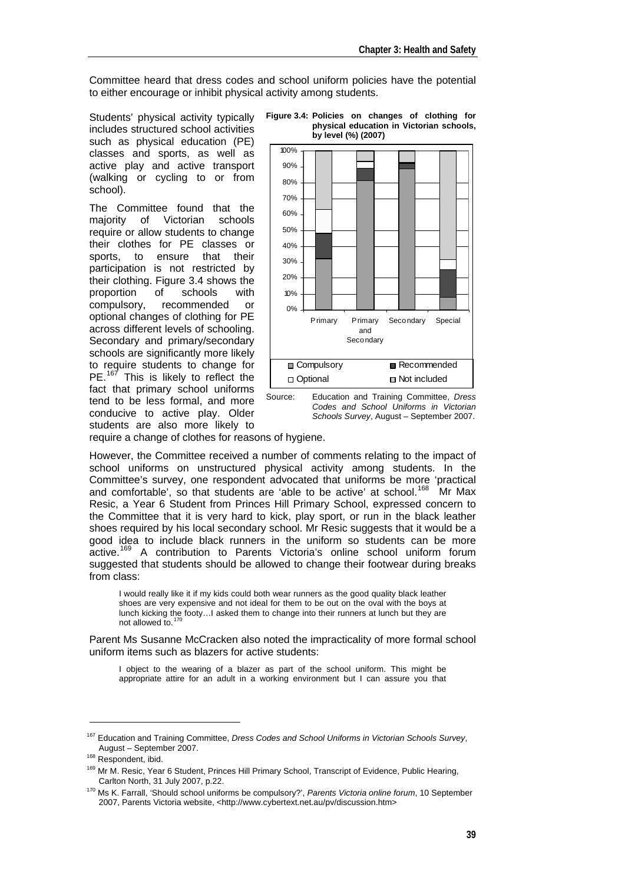Committee heard that dress codes and school uniform policies have the potential to either encourage or inhibit physical activity among students.

Students' physical activity typically includes structured school activities such as physical education (PE) classes and sports, as well as active play and active transport (walking or cycling to or from school).

The Committee found that the majority of Victorian schools require or allow students to change their clothes for PE classes or sports, to ensure that their participation is not restricted by their clothing. Figure 3.4 shows the proportion of schools with compulsory, recommended or optional changes of clothing for PE across different levels of schooling. Secondary and primary/secondary schools are significantly more likely to require students to change for PE.[167] This is likely to reflect the fact that primary school uniforms tend to be less formal, and more conducive to active play. Older students are also more likely to require a change of clothes for reasons of hygiene.

**Figure 3.4: Policies on changes of clothing for physical education in Victorian schools, by level (%) (2007)**

Source: Education and Training Committee, *Dress Codes and School Uniforms in Victorian Schools Survey*, August – September 2007.

However, the Committee received a number of comments relating to the impact of school uniforms on unstructured physical activity among students. In the Committee's survey, one respondent advocated that uniforms be more 'practical and comfortable', so that students are 'able to be active' at school.[168] Mr Max Resic, a Year 6 Student from Princes Hill Primary School, expressed concern to the Committee that it is very hard to kick, play sport, or run in the black leather shoes required by his local secondary school. Mr Resic suggests that it would be a good idea to include black runners in the uniform so students can be more active.[169] A contribution to Parents Victoria's online school uniform forum suggested that students should be allowed to change their footwear during breaks from class:

> I would really like it if my kids could both wear runners as the good quality black leather shoes are very expensive and not ideal for them to be out on the oval with the boys at lunch kicking the footy…I asked them to change into their runners at lunch but they are not allowed to.[170]

Parent Ms Susanne McCracken also noted the impracticality of more formal school uniform items such as blazers for active students:

> I object to the wearing of a blazer as part of the school uniform. This might be appropriate attire for an adult in a working environment but I can assure you that

---

[167] Education and Training Committee, *Dress Codes and School Uniforms in Victorian Schools Survey*, August – September 2007.

[168] Respondent, ibid.

[169] Mr M. Resic, Year 6 Student, Princes Hill Primary School, Transcript of Evidence, Public Hearing, Carlton North, 31 July 2007, p.22.

[170] Ms K. Farrall, 'Should school uniforms be compulsory?', *Parents Victoria online forum*, 10 September 2007, Parents Victoria website, <http://www.cybertext.net.au/pv/discussion.htm>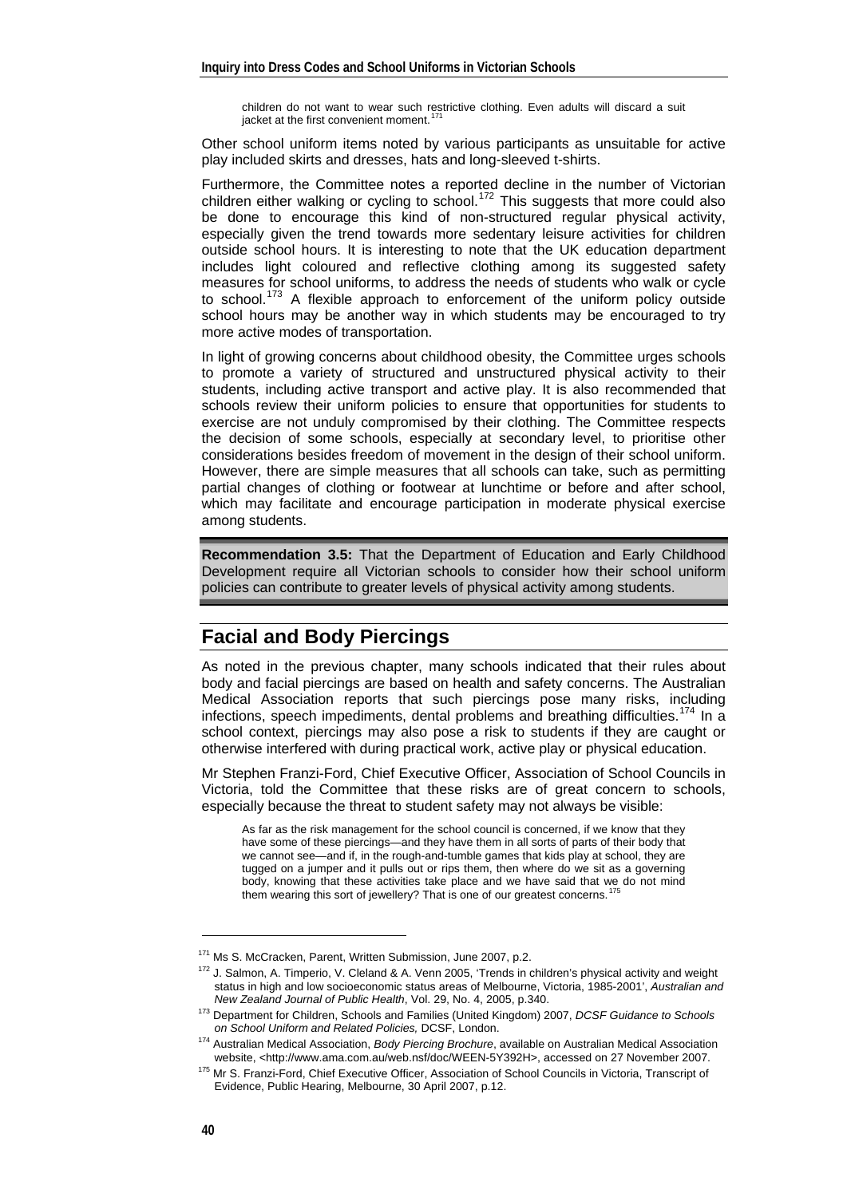> children do not want to wear such restrictive clothing. Even adults will discard a suit jacket at the first convenient moment.[171]

Other school uniform items noted by various participants as unsuitable for active play included skirts and dresses, hats and long-sleeved t-shirts.

Furthermore, the Committee notes a reported decline in the number of Victorian children either walking or cycling to school.[172] This suggests that more could also be done to encourage this kind of non-structured regular physical activity, especially given the trend towards more sedentary leisure activities for children outside school hours. It is interesting to note that the UK education department includes light coloured and reflective clothing among its suggested safety measures for school uniforms, to address the needs of students who walk or cycle to school.[173] A flexible approach to enforcement of the uniform policy outside school hours may be another way in which students may be encouraged to try more active modes of transportation.

In light of growing concerns about childhood obesity, the Committee urges schools to promote a variety of structured and unstructured physical activity to their students, including active transport and active play. It is also recommended that schools review their uniform policies to ensure that opportunities for students to exercise are not unduly compromised by their clothing. The Committee respects the decision of some schools, especially at secondary level, to prioritise other considerations besides freedom of movement in the design of their school uniform. However, there are simple measures that all schools can take, such as permitting partial changes of clothing or footwear at lunchtime or before and after school, which may facilitate and encourage participation in moderate physical exercise among students.

**Recommendation 3.5:** That the Department of Education and Early Childhood Development require all Victorian schools to consider how their school uniform policies can contribute to greater levels of physical activity among students.

## Facial and Body Piercings

As noted in the previous chapter, many schools indicated that their rules about body and facial piercings are based on health and safety concerns. The Australian Medical Association reports that such piercings pose many risks, including infections, speech impediments, dental problems and breathing difficulties.[174] In a school context, piercings may also pose a risk to students if they are caught or otherwise interfered with during practical work, active play or physical education.

Mr Stephen Franzi-Ford, Chief Executive Officer, Association of School Councils in Victoria, told the Committee that these risks are of great concern to schools, especially because the threat to student safety may not always be visible:

> As far as the risk management for the school council is concerned, if we know that they have some of these piercings—and they have them in all sorts of parts of their body that we cannot see—and if, in the rough-and-tumble games that kids play at school, they are tugged on a jumper and it pulls out or rips them, then where do we sit as a governing body, knowing that these activities take place and we have said that we do not mind them wearing this sort of jewellery? That is one of our greatest concerns.[175]

---

[171] Ms S. McCracken, Parent, Written Submission, June 2007, p.2.

[172] J. Salmon, A. Timperio, V. Cleland & A. Venn 2005, 'Trends in children's physical activity and weight status in high and low socioeconomic status areas of Melbourne, Victoria, 1985-2001', *Australian and New Zealand Journal of Public Health*, Vol. 29, No. 4, 2005, p.340.

[173] Department for Children, Schools and Families (United Kingdom) 2007, *DCSF Guidance to Schools on School Uniform and Related Policies,* DCSF, London.

[174] Australian Medical Association, *Body Piercing Brochure*, available on Australian Medical Association website, <http://www.ama.com.au/web.nsf/doc/WEEN-5Y392H>, accessed on 27 November 2007.

[175] Mr S. Franzi-Ford, Chief Executive Officer, Association of School Councils in Victoria, Transcript of Evidence, Public Hearing, Melbourne, 30 April 2007, p.12.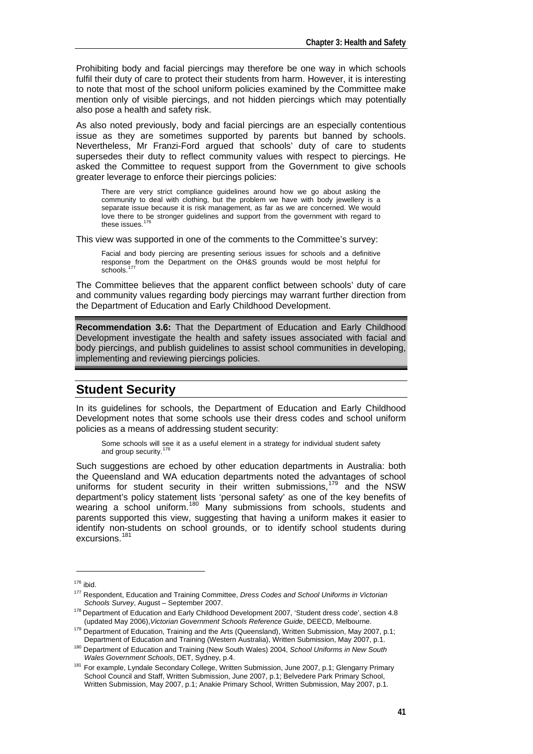Prohibiting body and facial piercings may therefore be one way in which schools fulfil their duty of care to protect their students from harm. However, it is interesting to note that most of the school uniform policies examined by the Committee make mention only of visible piercings, and not hidden piercings which may potentially also pose a health and safety risk.

As also noted previously, body and facial piercings are an especially contentious issue as they are sometimes supported by parents but banned by schools. Nevertheless, Mr Franzi-Ford argued that schools' duty of care to students supersedes their duty to reflect community values with respect to piercings. He asked the Committee to request support from the Government to give schools greater leverage to enforce their piercings policies:

> There are very strict compliance guidelines around how we go about asking the community to deal with clothing, but the problem we have with body jewellery is a separate issue because it is risk management, as far as we are concerned. We would love there to be stronger guidelines and support from the government with regard to these issues.[176]

This view was supported in one of the comments to the Committee's survey:

> Facial and body piercing are presenting serious issues for schools and a definitive response from the Department on the OH&S grounds would be most helpful for schools.[177]

The Committee believes that the apparent conflict between schools' duty of care and community values regarding body piercings may warrant further direction from the Department of Education and Early Childhood Development.

**Recommendation 3.6:** That the Department of Education and Early Childhood Development investigate the health and safety issues associated with facial and body piercings, and publish guidelines to assist school communities in developing, implementing and reviewing piercings policies.

## Student Security

In its guidelines for schools, the Department of Education and Early Childhood Development notes that some schools use their dress codes and school uniform policies as a means of addressing student security:

> Some schools will see it as a useful element in a strategy for individual student safety and group security.[178]

Such suggestions are echoed by other education departments in Australia: both the Queensland and WA education departments noted the advantages of school uniforms for student security in their written submissions,[179] and the NSW department's policy statement lists 'personal safety' as one of the key benefits of wearing a school uniform.[180] Many submissions from schools, students and parents supported this view, suggesting that having a uniform makes it easier to identify non-students on school grounds, or to identify school students during excursions.[181]

---

[176] ibid.

[177] Respondent, Education and Training Committee, *Dress Codes and School Uniforms in Victorian Schools Survey*, August – September 2007.

[178] Department of Education and Early Childhood Development 2007, 'Student dress code', section 4.8 (updated May 2006), *Victorian Government Schools Reference Guide*, DEECD, Melbourne.

[179] Department of Education, Training and the Arts (Queensland), Written Submission, May 2007, p.1; Department of Education and Training (Western Australia), Written Submission, May 2007, p.1.

[180] Department of Education and Training (New South Wales) 2004, *School Uniforms in New South Wales Government Schools*, DET, Sydney, p.4.

[181] For example, Lyndale Secondary College, Written Submission, June 2007, p.1; Glengarry Primary School Council and Staff, Written Submission, June 2007, p.1; Belvedere Park Primary School, Written Submission, May 2007, p.1; Anakie Primary School, Written Submission, May 2007, p.1.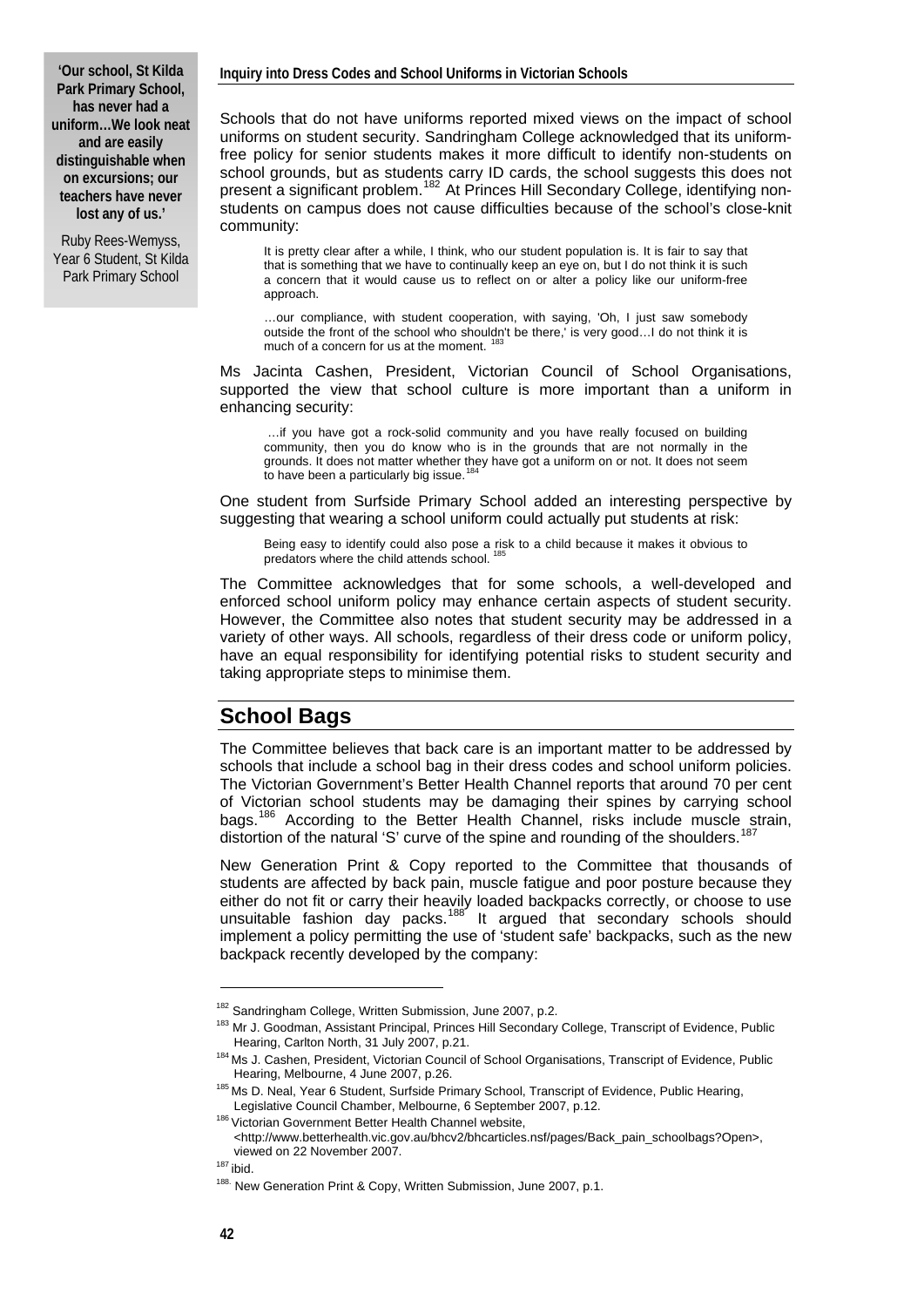> **'Our school, St Kilda Park Primary School, has never had a uniform…We look neat and are easily distinguishable when on excursions; our teachers have never lost any of us.'**
>
> Ruby Rees-Wemyss, Year 6 Student, St Kilda Park Primary School

Schools that do not have uniforms reported mixed views on the impact of school uniforms on student security. Sandringham College acknowledged that its uniform-free policy for senior students makes it more difficult to identify non-students on school grounds, but as students carry ID cards, the school suggests this does not present a significant problem.[182] At Princes Hill Secondary College, identifying non-students on campus does not cause difficulties because of the school's close-knit community:

> It is pretty clear after a while, I think, who our student population is. It is fair to say that that is something that we have to continually keep an eye on, but I do not think it is such a concern that it would cause us to reflect on or alter a policy like our uniform-free approach.
>
> …our compliance, with student cooperation, with saying, 'Oh, I just saw somebody outside the front of the school who shouldn't be there,' is very good…I do not think it is much of a concern for us at the moment. [183]

Ms Jacinta Cashen, President, Victorian Council of School Organisations, supported the view that school culture is more important than a uniform in enhancing security:

> …if you have got a rock-solid community and you have really focused on building community, then you do know who is in the grounds that are not normally in the grounds. It does not matter whether they have got a uniform on or not. It does not seem to have been a particularly big issue.[184]

One student from Surfside Primary School added an interesting perspective by suggesting that wearing a school uniform could actually put students at risk:

> Being easy to identify could also pose a risk to a child because it makes it obvious to predators where the child attends school. [185]

The Committee acknowledges that for some schools, a well-developed and enforced school uniform policy may enhance certain aspects of student security. However, the Committee also notes that student security may be addressed in a variety of other ways. All schools, regardless of their dress code or uniform policy, have an equal responsibility for identifying potential risks to student security and taking appropriate steps to minimise them.

## School Bags

The Committee believes that back care is an important matter to be addressed by schools that include a school bag in their dress codes and school uniform policies. The Victorian Government's Better Health Channel reports that around 70 per cent of Victorian school students may be damaging their spines by carrying school bags.[186] According to the Better Health Channel, risks include muscle strain, distortion of the natural 'S' curve of the spine and rounding of the shoulders.[187]

New Generation Print & Copy reported to the Committee that thousands of students are affected by back pain, muscle fatigue and poor posture because they either do not fit or carry their heavily loaded backpacks correctly, or choose to use unsuitable fashion day packs.[188] It argued that secondary schools should implement a policy permitting the use of 'student safe' backpacks, such as the new backpack recently developed by the company:

---

[182] Sandringham College, Written Submission, June 2007, p.2.

[183] Mr J. Goodman, Assistant Principal, Princes Hill Secondary College, Transcript of Evidence, Public Hearing, Carlton North, 31 July 2007, p.21.

[184] Ms J. Cashen, President, Victorian Council of School Organisations, Transcript of Evidence, Public Hearing, Melbourne, 4 June 2007, p.26.

[185] Ms D. Neal, Year 6 Student, Surfside Primary School, Transcript of Evidence, Public Hearing, Legislative Council Chamber, Melbourne, 6 September 2007, p.12.

[186] Victorian Government Better Health Channel website, <http://www.betterhealth.vic.gov.au/bhcv2/bhcarticles.nsf/pages/Back_pain_schoolbags?Open>, viewed on 22 November 2007.

[187] ibid.

[188] New Generation Print & Copy, Written Submission, June 2007, p.1.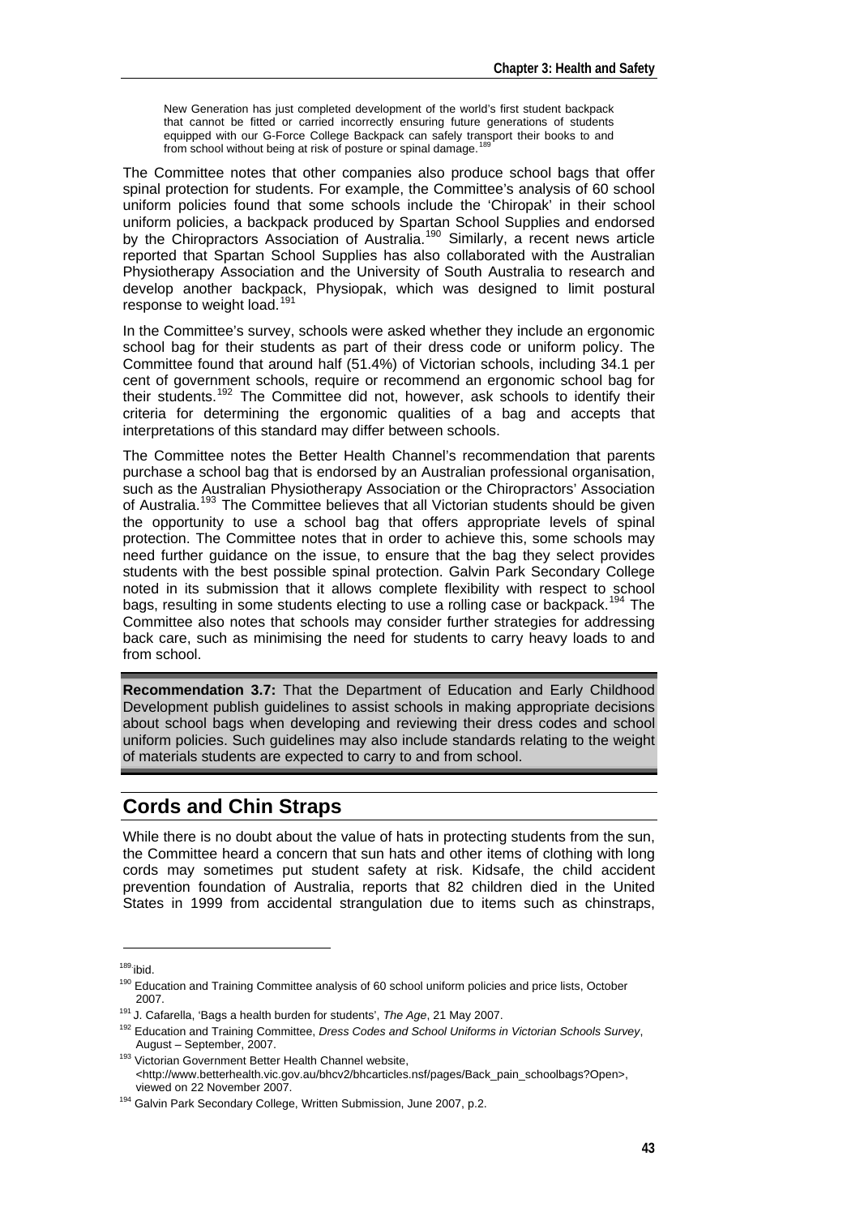> New Generation has just completed development of the world's first student backpack that cannot be fitted or carried incorrectly ensuring future generations of students equipped with our G-Force College Backpack can safely transport their books to and from school without being at risk of posture or spinal damage.[189]

The Committee notes that other companies also produce school bags that offer spinal protection for students. For example, the Committee's analysis of 60 school uniform policies found that some schools include the 'Chiropak' in their school uniform policies, a backpack produced by Spartan School Supplies and endorsed by the Chiropractors Association of Australia.[190] Similarly, a recent news article reported that Spartan School Supplies has also collaborated with the Australian Physiotherapy Association and the University of South Australia to research and develop another backpack, Physiopak, which was designed to limit postural response to weight load.[191]

In the Committee's survey, schools were asked whether they include an ergonomic school bag for their students as part of their dress code or uniform policy. The Committee found that around half (51.4%) of Victorian schools, including 34.1 per cent of government schools, require or recommend an ergonomic school bag for their students.[192] The Committee did not, however, ask schools to identify their criteria for determining the ergonomic qualities of a bag and accepts that interpretations of this standard may differ between schools.

The Committee notes the Better Health Channel's recommendation that parents purchase a school bag that is endorsed by an Australian professional organisation, such as the Australian Physiotherapy Association or the Chiropractors' Association of Australia.[193] The Committee believes that all Victorian students should be given the opportunity to use a school bag that offers appropriate levels of spinal protection. The Committee notes that in order to achieve this, some schools may need further guidance on the issue, to ensure that the bag they select provides students with the best possible spinal protection. Galvin Park Secondary College noted in its submission that it allows complete flexibility with respect to school bags, resulting in some students electing to use a rolling case or backpack.[194] The Committee also notes that schools may consider further strategies for addressing back care, such as minimising the need for students to carry heavy loads to and from school.

**Recommendation 3.7:** That the Department of Education and Early Childhood Development publish guidelines to assist schools in making appropriate decisions about school bags when developing and reviewing their dress codes and school uniform policies. Such guidelines may also include standards relating to the weight of materials students are expected to carry to and from school.

## Cords and Chin Straps

While there is no doubt about the value of hats in protecting students from the sun, the Committee heard a concern that sun hats and other items of clothing with long cords may sometimes put student safety at risk. Kidsafe, the child accident prevention foundation of Australia, reports that 82 children died in the United States in 1999 from accidental strangulation due to items such as chinstraps,

---

[189] ibid.

[190] Education and Training Committee analysis of 60 school uniform policies and price lists, October 2007.

[191] J. Cafarella, 'Bags a health burden for students', *The Age*, 21 May 2007.

[192] Education and Training Committee, *Dress Codes and School Uniforms in Victorian Schools Survey*, August – September, 2007.

[193] Victorian Government Better Health Channel website, <http://www.betterhealth.vic.gov.au/bhcv2/bhcarticles.nsf/pages/Back_pain_schoolbags?Open>, viewed on 22 November 2007.

[194] Galvin Park Secondary College, Written Submission, June 2007, p.2.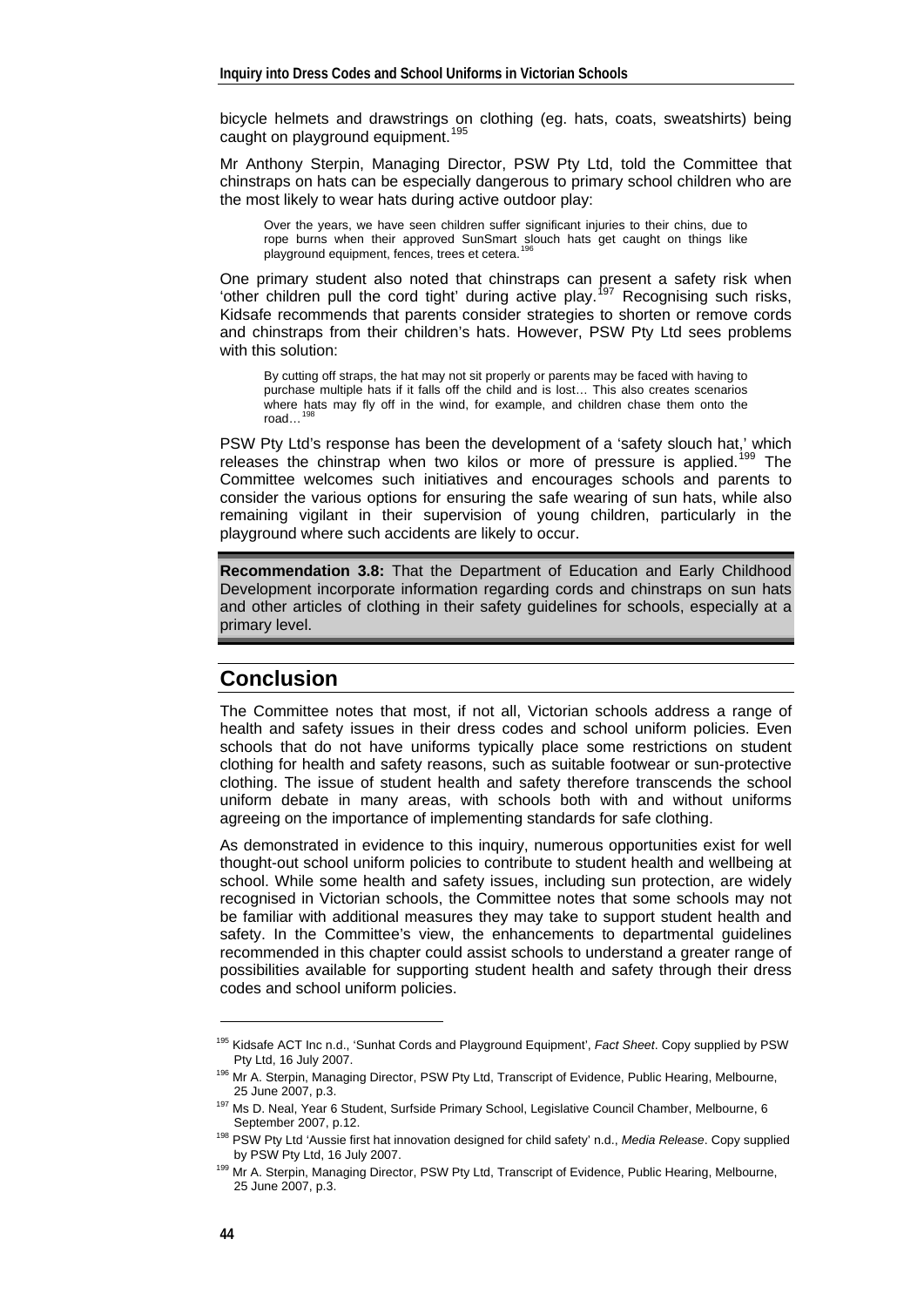bicycle helmets and drawstrings on clothing (eg. hats, coats, sweatshirts) being caught on playground equipment.[195]

Mr Anthony Sterpin, Managing Director, PSW Pty Ltd, told the Committee that chinstraps on hats can be especially dangerous to primary school children who are the most likely to wear hats during active outdoor play:

> Over the years, we have seen children suffer significant injuries to their chins, due to rope burns when their approved SunSmart slouch hats get caught on things like playground equipment, fences, trees et cetera.[196]

One primary student also noted that chinstraps can present a safety risk when 'other children pull the cord tight' during active play.[197] Recognising such risks, Kidsafe recommends that parents consider strategies to shorten or remove cords and chinstraps from their children's hats. However, PSW Pty Ltd sees problems with this solution:

> By cutting off straps, the hat may not sit properly or parents may be faced with having to purchase multiple hats if it falls off the child and is lost… This also creates scenarios where hats may fly off in the wind, for example, and children chase them onto the road…[198]

PSW Pty Ltd's response has been the development of a 'safety slouch hat,' which releases the chinstrap when two kilos or more of pressure is applied.[199] The Committee welcomes such initiatives and encourages schools and parents to consider the various options for ensuring the safe wearing of sun hats, while also remaining vigilant in their supervision of young children, particularly in the playground where such accidents are likely to occur.

**Recommendation 3.8:** That the Department of Education and Early Childhood Development incorporate information regarding cords and chinstraps on sun hats and other articles of clothing in their safety guidelines for schools, especially at a primary level.

## Conclusion

The Committee notes that most, if not all, Victorian schools address a range of health and safety issues in their dress codes and school uniform policies. Even schools that do not have uniforms typically place some restrictions on student clothing for health and safety reasons, such as suitable footwear or sun-protective clothing. The issue of student health and safety therefore transcends the school uniform debate in many areas, with schools both with and without uniforms agreeing on the importance of implementing standards for safe clothing.

As demonstrated in evidence to this inquiry, numerous opportunities exist for well thought-out school uniform policies to contribute to student health and wellbeing at school. While some health and safety issues, including sun protection, are widely recognised in Victorian schools, the Committee notes that some schools may not be familiar with additional measures they may take to support student health and safety. In the Committee's view, the enhancements to departmental guidelines recommended in this chapter could assist schools to understand a greater range of possibilities available for supporting student health and safety through their dress codes and school uniform policies.

---

[195] Kidsafe ACT Inc n.d., 'Sunhat Cords and Playground Equipment', *Fact Sheet*. Copy supplied by PSW Pty Ltd, 16 July 2007.

[196] Mr A. Sterpin, Managing Director, PSW Pty Ltd, Transcript of Evidence, Public Hearing, Melbourne, 25 June 2007, p.3.

[197] Ms D. Neal, Year 6 Student, Surfside Primary School, Legislative Council Chamber, Melbourne, 6 September 2007, p.12.

[198] PSW Pty Ltd 'Aussie first hat innovation designed for child safety' n.d., *Media Release*. Copy supplied by PSW Pty Ltd, 16 July 2007.

[199] Mr A. Sterpin, Managing Director, PSW Pty Ltd, Transcript of Evidence, Public Hearing, Melbourne, 25 June 2007, p.3.